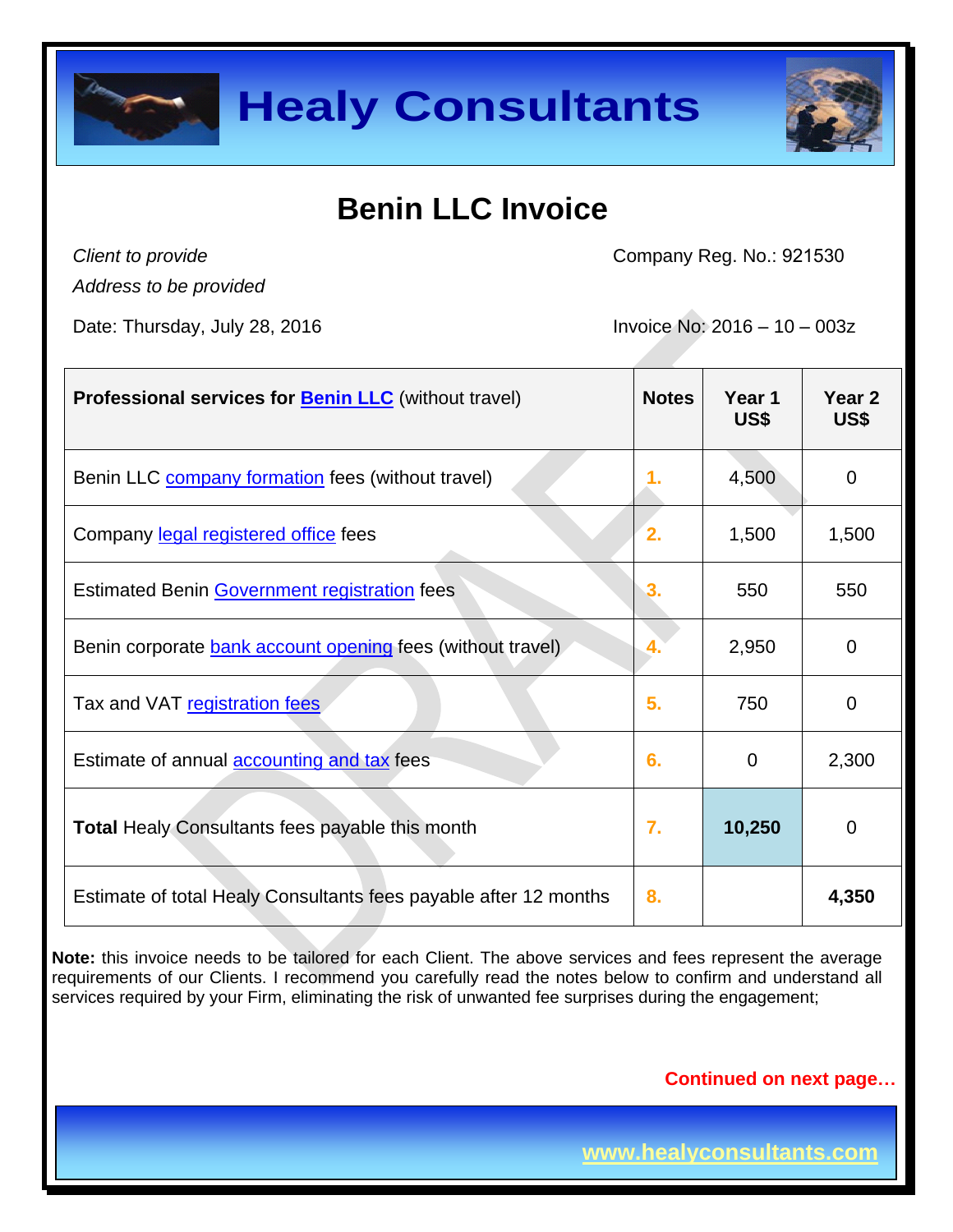# Healy Consultants

## Benin LLC Invoice

*Client to provide*
*Address to be provided*

Company Reg. No.: 921530

Date: Thursday, July 28, 2016

Invoice No: 2016 – 10 – 003z

| **Professional services for Benin LLC** (without travel) | **Notes** | **Year 1 US$** | **Year 2 US$** |
|---|---|---|---|
| Benin LLC company formation fees (without travel) | 1. | 4,500 | 0 |
| Company legal registered office fees | 2. | 1,500 | 1,500 |
| Estimated Benin Government registration fees | 3. | 550 | 550 |
| Benin corporate bank account opening fees (without travel) | 4. | 2,950 | 0 |
| Tax and VAT registration fees | 5. | 750 | 0 |
| Estimate of annual accounting and tax fees | 6. | 0 | 2,300 |
| **Total** Healy Consultants fees payable this month | 7. | **10,250** | 0 |
| Estimate of total Healy Consultants fees payable after 12 months | 8. | | **4,350** |

**Note:** this invoice needs to be tailored for each Client. The above services and fees represent the average requirements of our Clients. I recommend you carefully read the notes below to confirm and understand all services required by your Firm, eliminating the risk of unwanted fee surprises during the engagement;

**Continued on next page…**

www.healyconsultants.com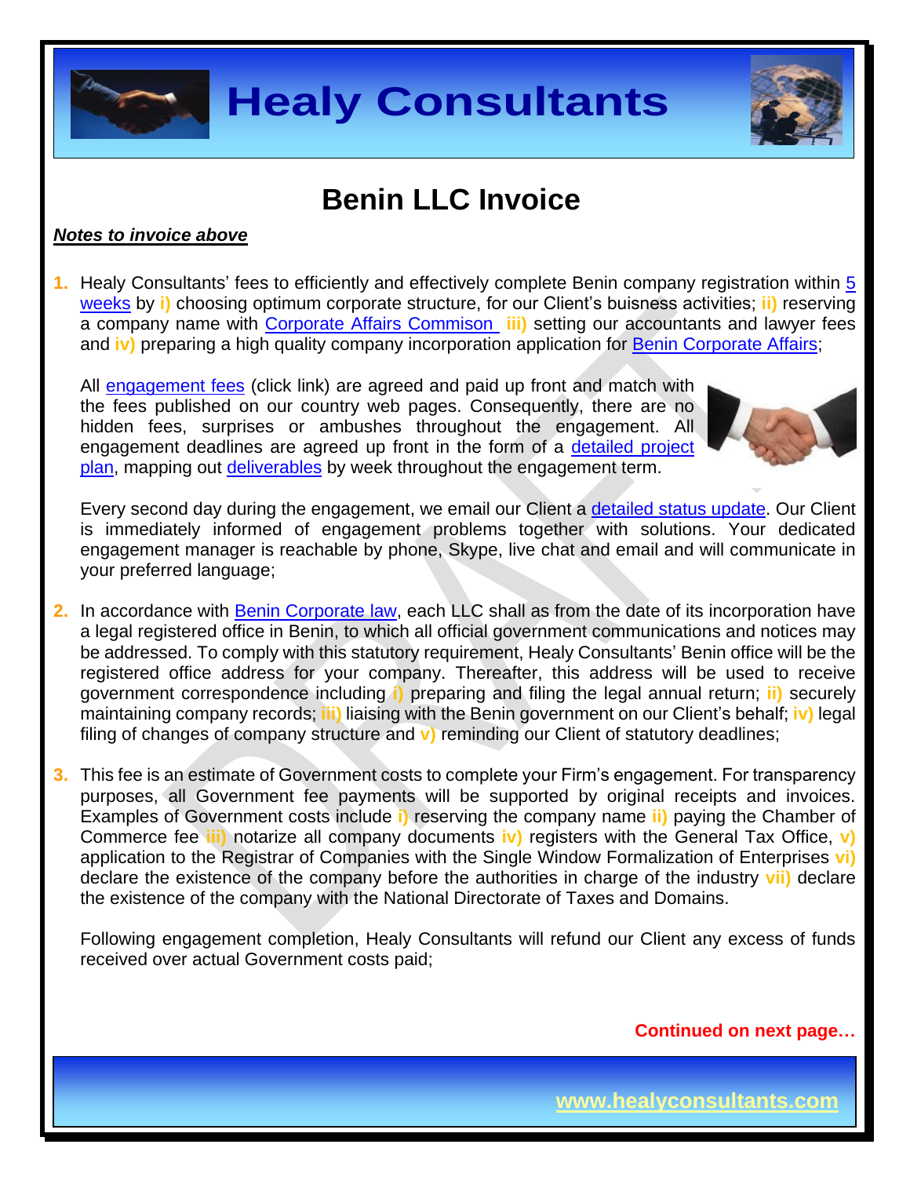# Benin LLC Invoice

***Notes to invoice above***

1. Healy Consultants' fees to efficiently and effectively complete Benin company registration within 5 weeks by **i)** choosing optimum corporate structure, for our Client's buisness activities; **ii)** reserving a company name with Corporate Affairs Commison **iii)** setting our accountants and lawyer fees and **iv)** preparing a high quality company incorporation application for Benin Corporate Affairs;

   All engagement fees (click link) are agreed and paid up front and match with the fees published on our country web pages. Consequently, there are no hidden fees, surprises or ambushes throughout the engagement. All engagement deadlines are agreed up front in the form of a detailed project plan, mapping out deliverables by week throughout the engagement term.

   Every second day during the engagement, we email our Client a detailed status update. Our Client is immediately informed of engagement problems together with solutions. Your dedicated engagement manager is reachable by phone, Skype, live chat and email and will communicate in your preferred language;

2. In accordance with Benin Corporate law, each LLC shall as from the date of its incorporation have a legal registered office in Benin, to which all official government communications and notices may be addressed. To comply with this statutory requirement, Healy Consultants' Benin office will be the registered office address for your company. Thereafter, this address will be used to receive government correspondence including **i)** preparing and filing the legal annual return; **ii)** securely maintaining company records; **iii)** liaising with the Benin government on our Client's behalf; **iv)** legal filing of changes of company structure and **v)** reminding our Client of statutory deadlines;

3. This fee is an estimate of Government costs to complete your Firm's engagement. For transparency purposes, all Government fee payments will be supported by original receipts and invoices. Examples of Government costs include **i)** reserving the company name **ii)** paying the Chamber of Commerce fee **iii)** notarize all company documents **iv)** registers with the General Tax Office, **v)** application to the Registrar of Companies with the Single Window Formalization of Enterprises **vi)** declare the existence of the company before the authorities in charge of the industry **vii)** declare the existence of the company with the National Directorate of Taxes and Domains.

   Following engagement completion, Healy Consultants will refund our Client any excess of funds received over actual Government costs paid;

**Continued on next page…**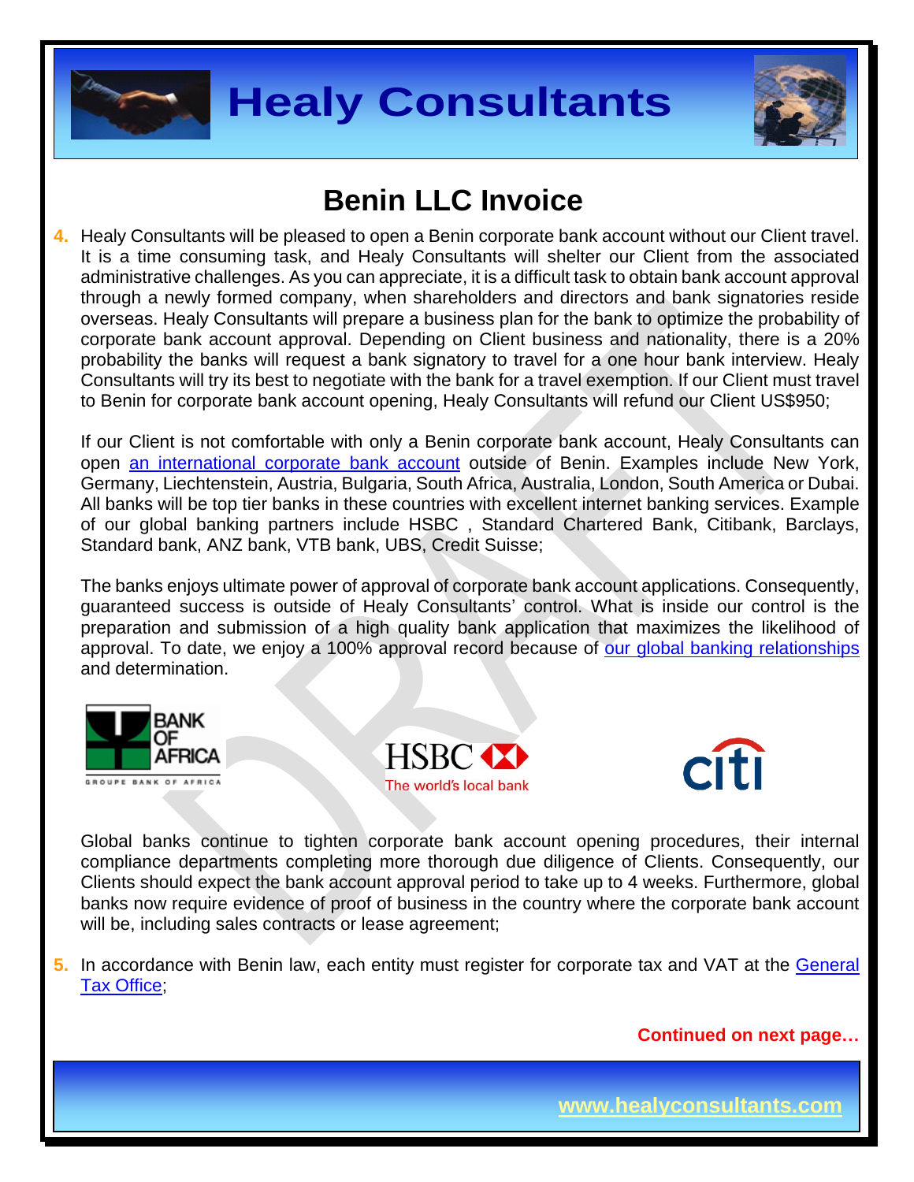# Benin LLC Invoice

4. Healy Consultants will be pleased to open a Benin corporate bank account without our Client travel. It is a time consuming task, and Healy Consultants will shelter our Client from the associated administrative challenges. As you can appreciate, it is a difficult task to obtain bank account approval through a newly formed company, when shareholders and directors and bank signatories reside overseas. Healy Consultants will prepare a business plan for the bank to optimize the probability of corporate bank account approval. Depending on Client business and nationality, there is a 20% probability the banks will request a bank signatory to travel for a one hour bank interview. Healy Consultants will try its best to negotiate with the bank for a travel exemption. If our Client must travel to Benin for corporate bank account opening, Healy Consultants will refund our Client US$950;

   If our Client is not comfortable with only a Benin corporate bank account, Healy Consultants can open an international corporate bank account outside of Benin. Examples include New York, Germany, Liechtenstein, Austria, Bulgaria, South Africa, Australia, London, South America or Dubai. All banks will be top tier banks in these countries with excellent internet banking services. Example of our global banking partners include HSBC , Standard Chartered Bank, Citibank, Barclays, Standard bank, ANZ bank, VTB bank, UBS, Credit Suisse;

   The banks enjoys ultimate power of approval of corporate bank account applications. Consequently, guaranteed success is outside of Healy Consultants' control. What is inside our control is the preparation and submission of a high quality bank application that maximizes the likelihood of approval. To date, we enjoy a 100% approval record because of our global banking relationships and determination.

   Global banks continue to tighten corporate bank account opening procedures, their internal compliance departments completing more thorough due diligence of Clients. Consequently, our Clients should expect the bank account approval period to take up to 4 weeks. Furthermore, global banks now require evidence of proof of business in the country where the corporate bank account will be, including sales contracts or lease agreement;

5. In accordance with Benin law, each entity must register for corporate tax and VAT at the General Tax Office;

**Continued on next page…**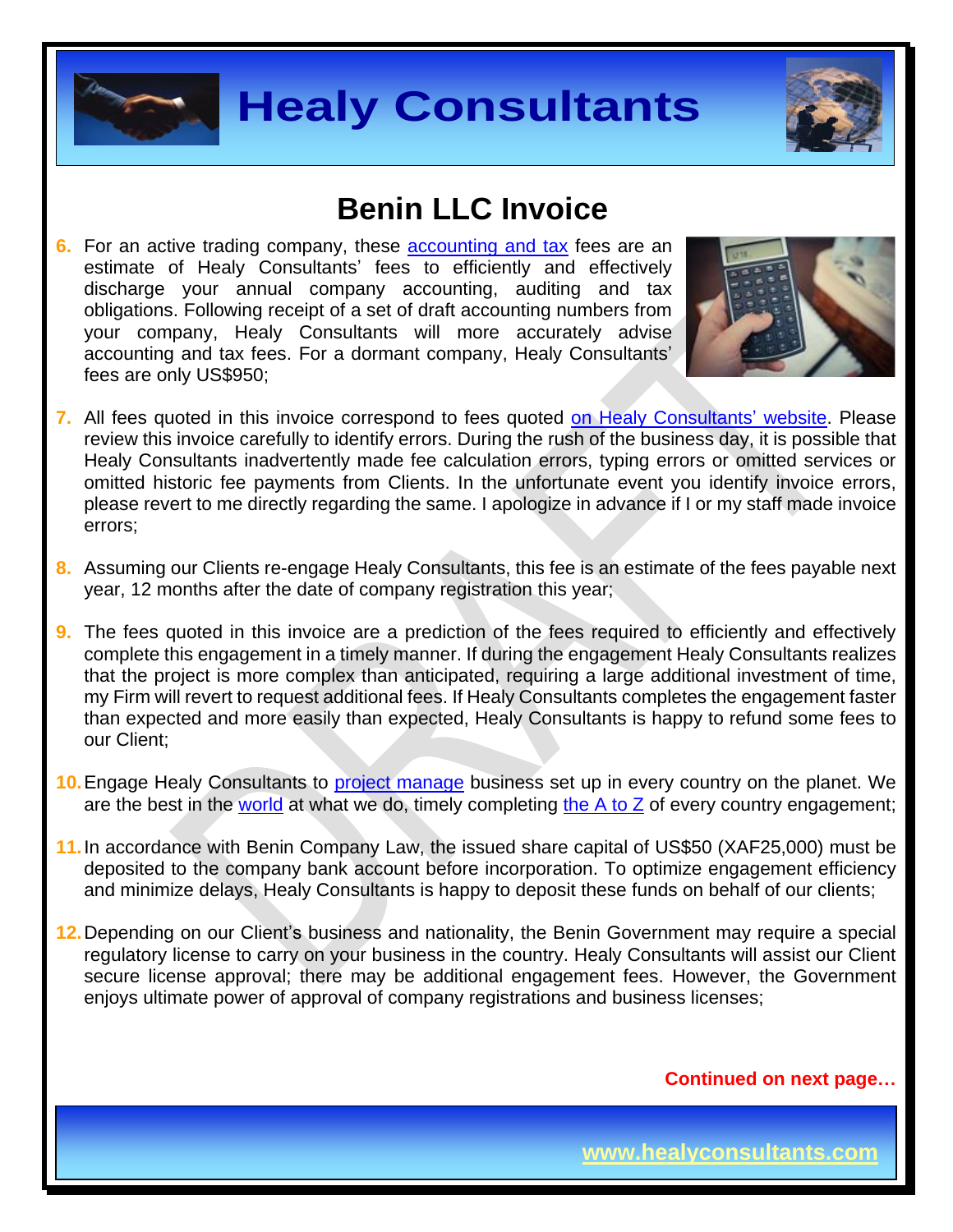# Benin LLC Invoice

6. For an active trading company, these accounting and tax fees are an estimate of Healy Consultants' fees to efficiently and effectively discharge your annual company accounting, auditing and tax obligations. Following receipt of a set of draft accounting numbers from your company, Healy Consultants will more accurately advise accounting and tax fees. For a dormant company, Healy Consultants' fees are only US$950;

7. All fees quoted in this invoice correspond to fees quoted on Healy Consultants' website. Please review this invoice carefully to identify errors. During the rush of the business day, it is possible that Healy Consultants inadvertently made fee calculation errors, typing errors or omitted services or omitted historic fee payments from Clients. In the unfortunate event you identify invoice errors, please revert to me directly regarding the same. I apologize in advance if I or my staff made invoice errors;

8. Assuming our Clients re-engage Healy Consultants, this fee is an estimate of the fees payable next year, 12 months after the date of company registration this year;

9. The fees quoted in this invoice are a prediction of the fees required to efficiently and effectively complete this engagement in a timely manner. If during the engagement Healy Consultants realizes that the project is more complex than anticipated, requiring a large additional investment of time, my Firm will revert to request additional fees. If Healy Consultants completes the engagement faster than expected and more easily than expected, Healy Consultants is happy to refund some fees to our Client;

10. Engage Healy Consultants to project manage business set up in every country on the planet. We are the best in the world at what we do, timely completing the A to Z of every country engagement;

11. In accordance with Benin Company Law, the issued share capital of US$50 (XAF25,000) must be deposited to the company bank account before incorporation. To optimize engagement efficiency and minimize delays, Healy Consultants is happy to deposit these funds on behalf of our clients;

12. Depending on our Client's business and nationality, the Benin Government may require a special regulatory license to carry on your business in the country. Healy Consultants will assist our Client secure license approval; there may be additional engagement fees. However, the Government enjoys ultimate power of approval of company registrations and business licenses;

**Continued on next page…**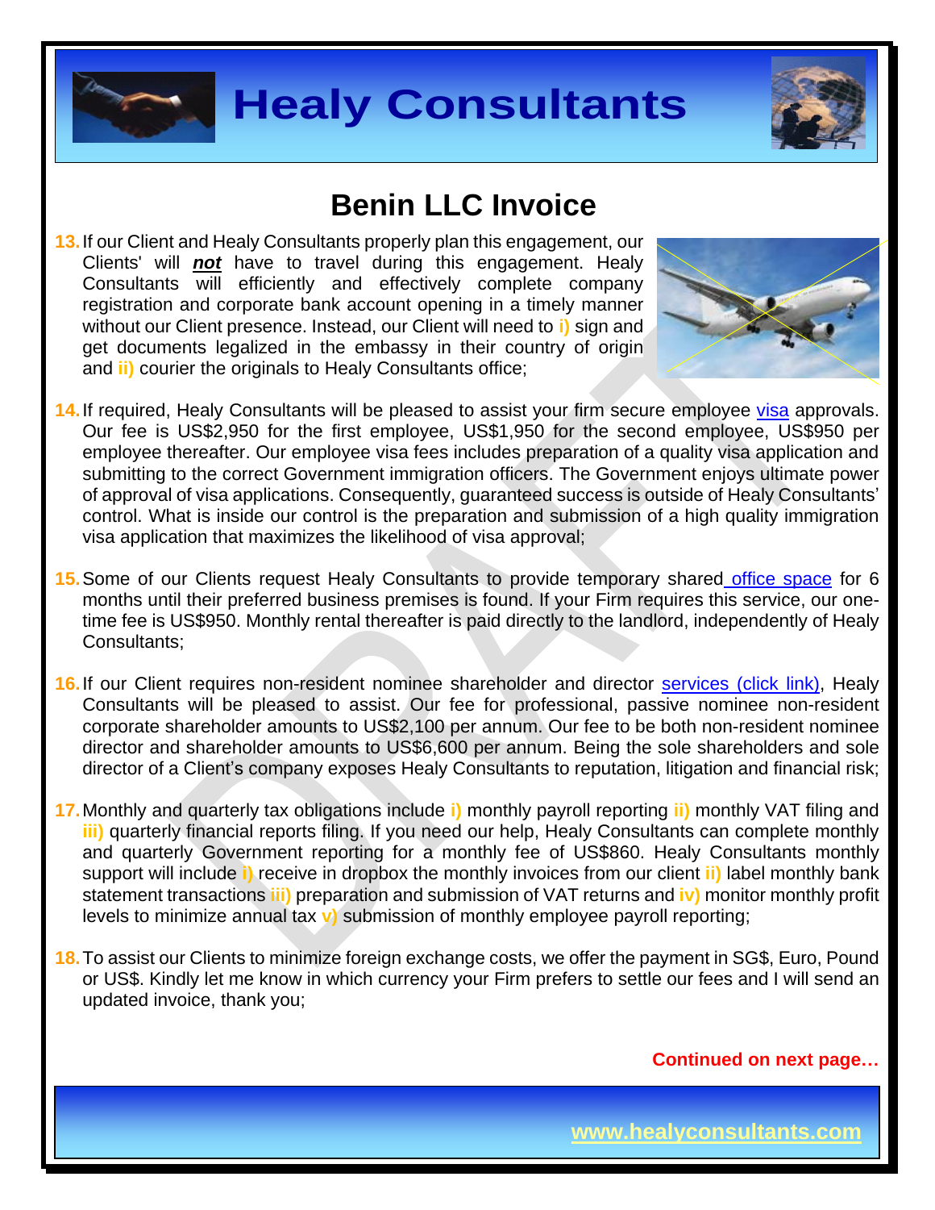# Benin LLC Invoice

13. If our Client and Healy Consultants properly plan this engagement, our Clients' will ***not*** have to travel during this engagement. Healy Consultants will efficiently and effectively complete company registration and corporate bank account opening in a timely manner without our Client presence. Instead, our Client will need to **i)** sign and get documents legalized in the embassy in their country of origin and **ii)** courier the originals to Healy Consultants office;

14. If required, Healy Consultants will be pleased to assist your firm secure employee visa approvals. Our fee is US$2,950 for the first employee, US$1,950 for the second employee, US$950 per employee thereafter. Our employee visa fees includes preparation of a quality visa application and submitting to the correct Government immigration officers. The Government enjoys ultimate power of approval of visa applications. Consequently, guaranteed success is outside of Healy Consultants' control. What is inside our control is the preparation and submission of a high quality immigration visa application that maximizes the likelihood of visa approval;

15. Some of our Clients request Healy Consultants to provide temporary shared office space for 6 months until their preferred business premises is found. If your Firm requires this service, our one-time fee is US$950. Monthly rental thereafter is paid directly to the landlord, independently of Healy Consultants;

16. If our Client requires non-resident nominee shareholder and director services (click link), Healy Consultants will be pleased to assist. Our fee for professional, passive nominee non-resident corporate shareholder amounts to US$2,100 per annum. Our fee to be both non-resident nominee director and shareholder amounts to US$6,600 per annum. Being the sole shareholders and sole director of a Client's company exposes Healy Consultants to reputation, litigation and financial risk;

17. Monthly and quarterly tax obligations include **i)** monthly payroll reporting **ii)** monthly VAT filing and **iii)** quarterly financial reports filing. If you need our help, Healy Consultants can complete monthly and quarterly Government reporting for a monthly fee of US$860. Healy Consultants monthly support will include **i)** receive in dropbox the monthly invoices from our client **ii)** label monthly bank statement transactions **iii)** preparation and submission of VAT returns and **iv)** monitor monthly profit levels to minimize annual tax **v)** submission of monthly employee payroll reporting;

18. To assist our Clients to minimize foreign exchange costs, we offer the payment in SG$, Euro, Pound or US$. Kindly let me know in which currency your Firm prefers to settle our fees and I will send an updated invoice, thank you;

**Continued on next page…**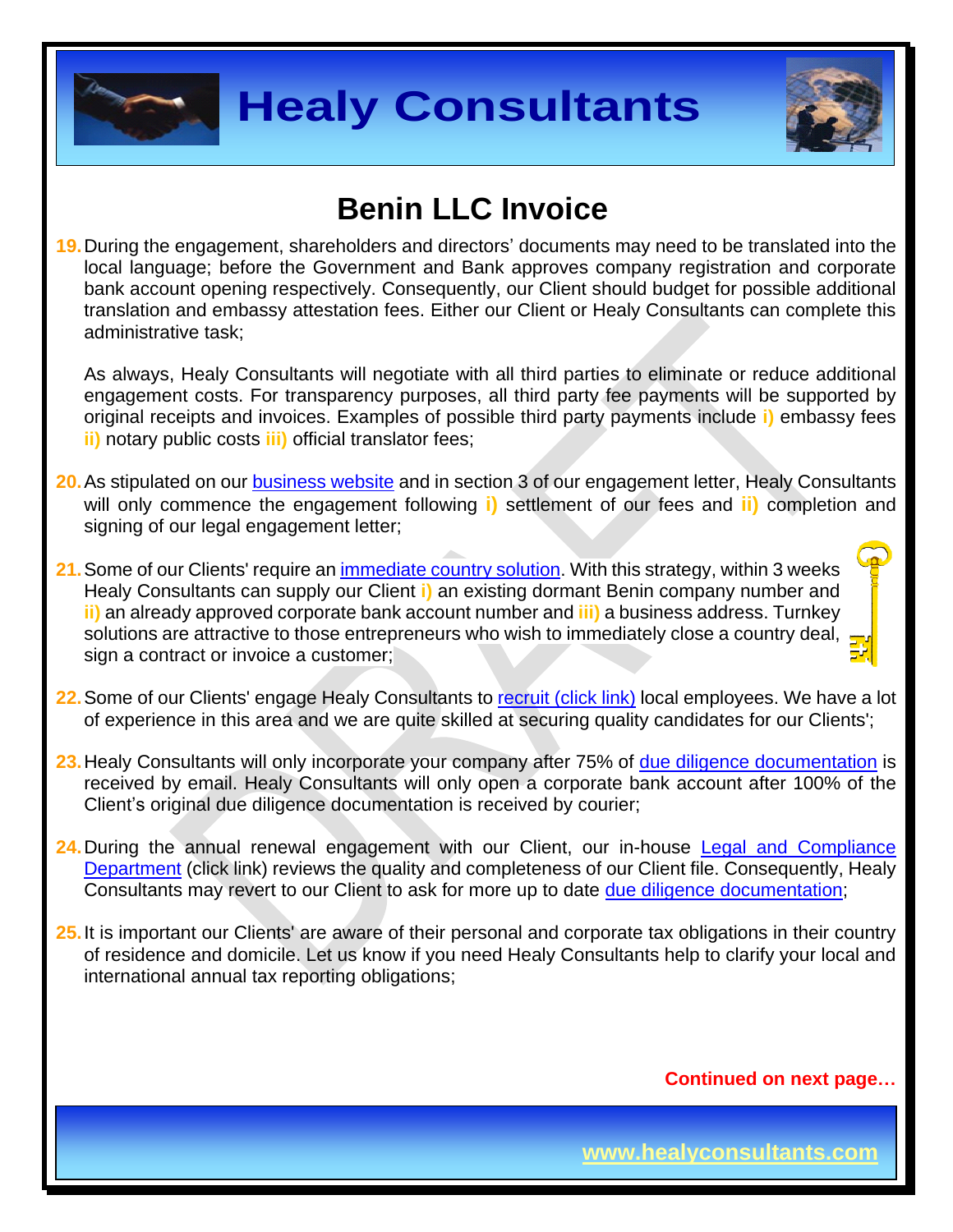# Benin LLC Invoice

19. During the engagement, shareholders and directors' documents may need to be translated into the local language; before the Government and Bank approves company registration and corporate bank account opening respectively. Consequently, our Client should budget for possible additional translation and embassy attestation fees. Either our Client or Healy Consultants can complete this administrative task;

    As always, Healy Consultants will negotiate with all third parties to eliminate or reduce additional engagement costs. For transparency purposes, all third party fee payments will be supported by original receipts and invoices. Examples of possible third party payments include **i)** embassy fees **ii)** notary public costs **iii)** official translator fees;

20. As stipulated on our [business website]() and in section 3 of our engagement letter, Healy Consultants will only commence the engagement following **i)** settlement of our fees and **ii)** completion and signing of our legal engagement letter;

21. Some of our Clients' require an [immediate country solution](). With this strategy, within 3 weeks Healy Consultants can supply our Client **i)** an existing dormant Benin company number and **ii)** an already approved corporate bank account number and **iii)** a business address. Turnkey solutions are attractive to those entrepreneurs who wish to immediately close a country deal, sign a contract or invoice a customer;

22. Some of our Clients' engage Healy Consultants to [recruit (click link)]() local employees. We have a lot of experience in this area and we are quite skilled at securing quality candidates for our Clients';

23. Healy Consultants will only incorporate your company after 75% of [due diligence documentation]() is received by email. Healy Consultants will only open a corporate bank account after 100% of the Client's original due diligence documentation is received by courier;

24. During the annual renewal engagement with our Client, our in-house [Legal and Compliance Department]() (click link) reviews the quality and completeness of our Client file. Consequently, Healy Consultants may revert to our Client to ask for more up to date [due diligence documentation]();

25. It is important our Clients' are aware of their personal and corporate tax obligations in their country of residence and domicile. Let us know if you need Healy Consultants help to clarify your local and international annual tax reporting obligations;

**Continued on next page…**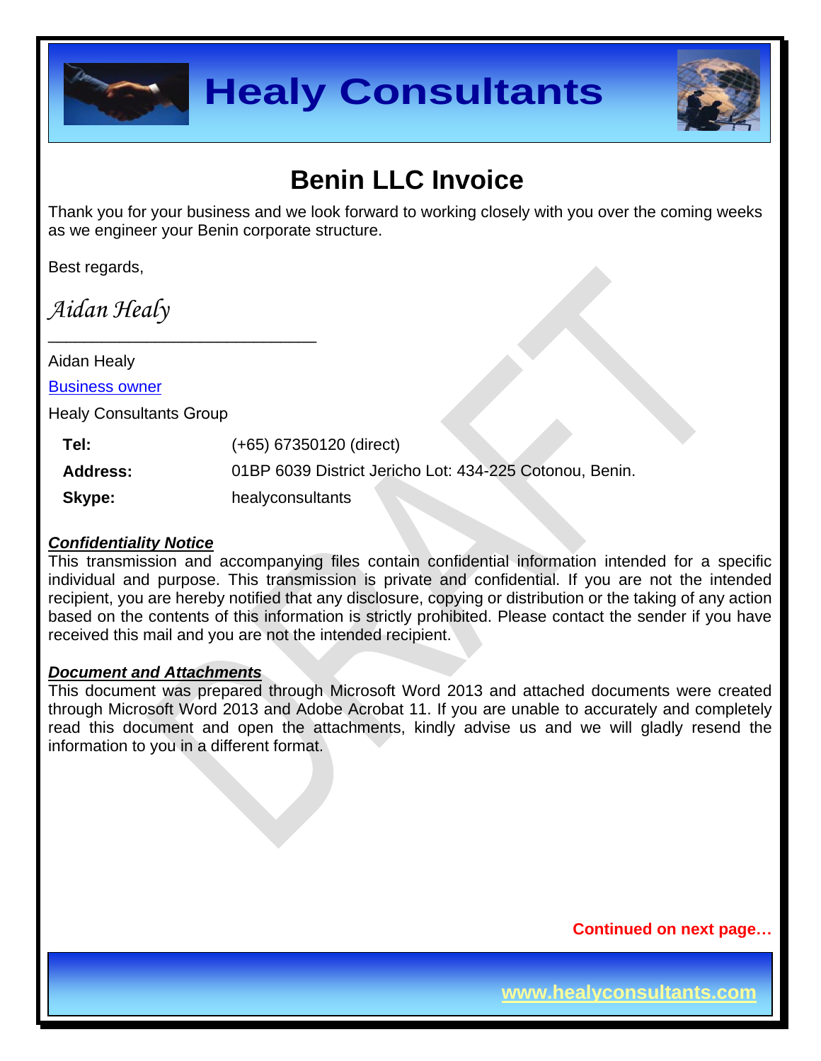# Benin LLC Invoice

Thank you for your business and we look forward to working closely with you over the coming weeks as we engineer your Benin corporate structure.

Best regards,

*Aidan Healy*

______________________________

Aidan Healy

Business owner

Healy Consultants Group

| | |
|---|---|
| **Tel:** | (+65) 67350120 (direct) |
| **Address:** | 01BP 6039 District Jericho Lot: 434-225 Cotonou, Benin. |
| **Skype:** | healyconsultants |

***Confidentiality Notice***

This transmission and accompanying files contain confidential information intended for a specific individual and purpose. This transmission is private and confidential. If you are not the intended recipient, you are hereby notified that any disclosure, copying or distribution or the taking of any action based on the contents of this information is strictly prohibited. Please contact the sender if you have received this mail and you are not the intended recipient.

***Document and Attachments***

This document was prepared through Microsoft Word 2013 and attached documents were created through Microsoft Word 2013 and Adobe Acrobat 11. If you are unable to accurately and completely read this document and open the attachments, kindly advise us and we will gladly resend the information to you in a different format.

**Continued on next page…**